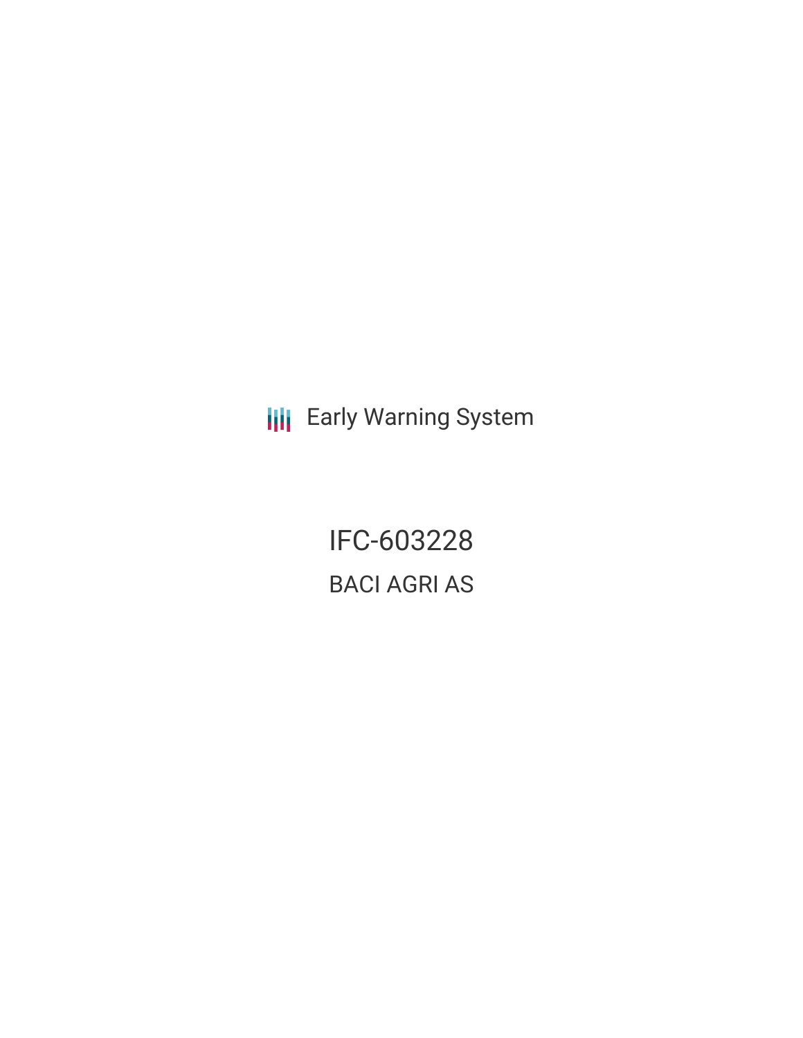Early Warning System

# IFC-603228

## BACI AGRI AS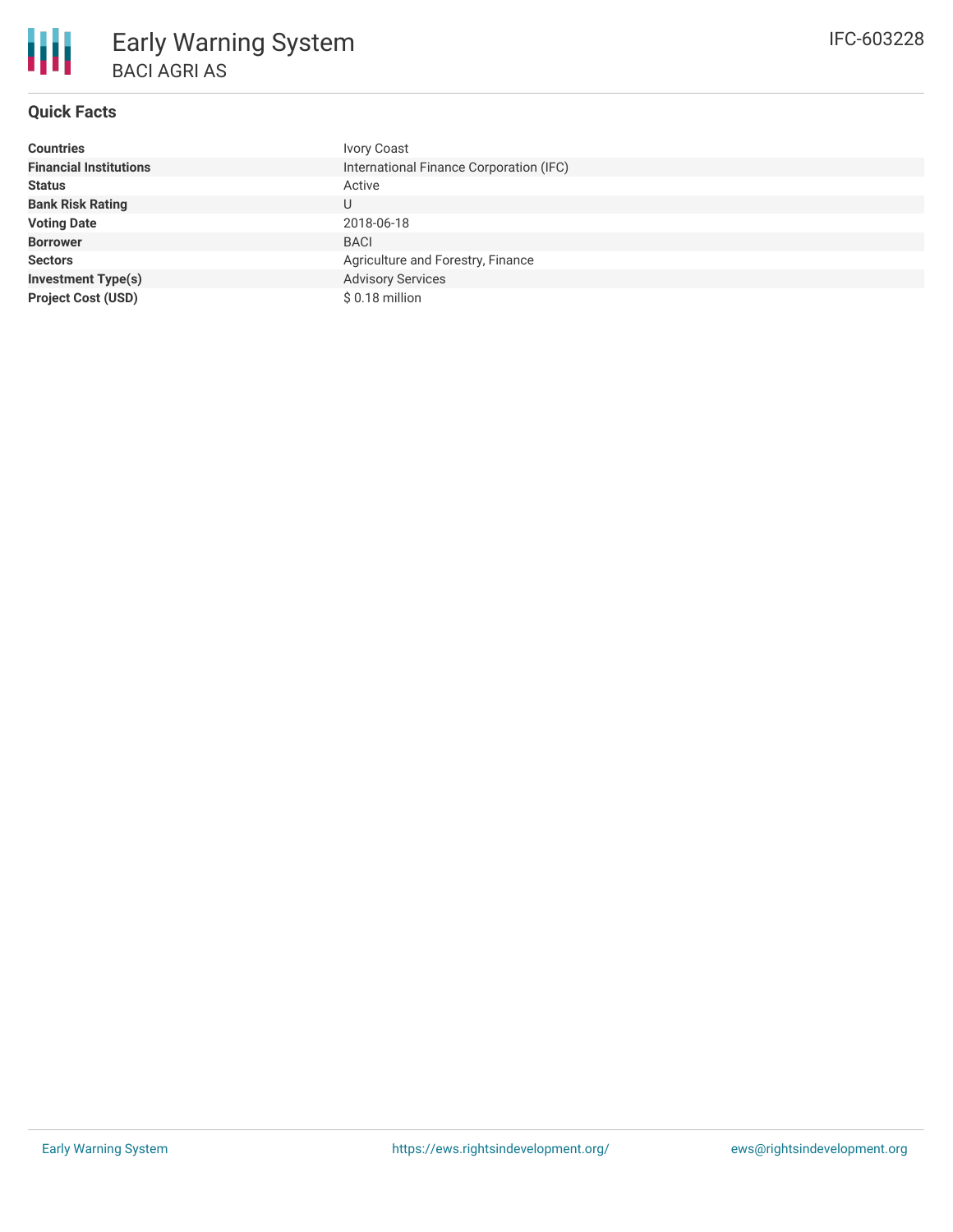# Early Warning System

## BACI AGRI AS

IFC-603228

### Quick Facts

| | |
|---|---|
| **Countries** | Ivory Coast |
| **Financial Institutions** | International Finance Corporation (IFC) |
| **Status** | Active |
| **Bank Risk Rating** | U |
| **Voting Date** | 2018-06-18 |
| **Borrower** | BACI |
| **Sectors** | Agriculture and Forestry, Finance |
| **Investment Type(s)** | Advisory Services |
| **Project Cost (USD)** | $ 0.18 million |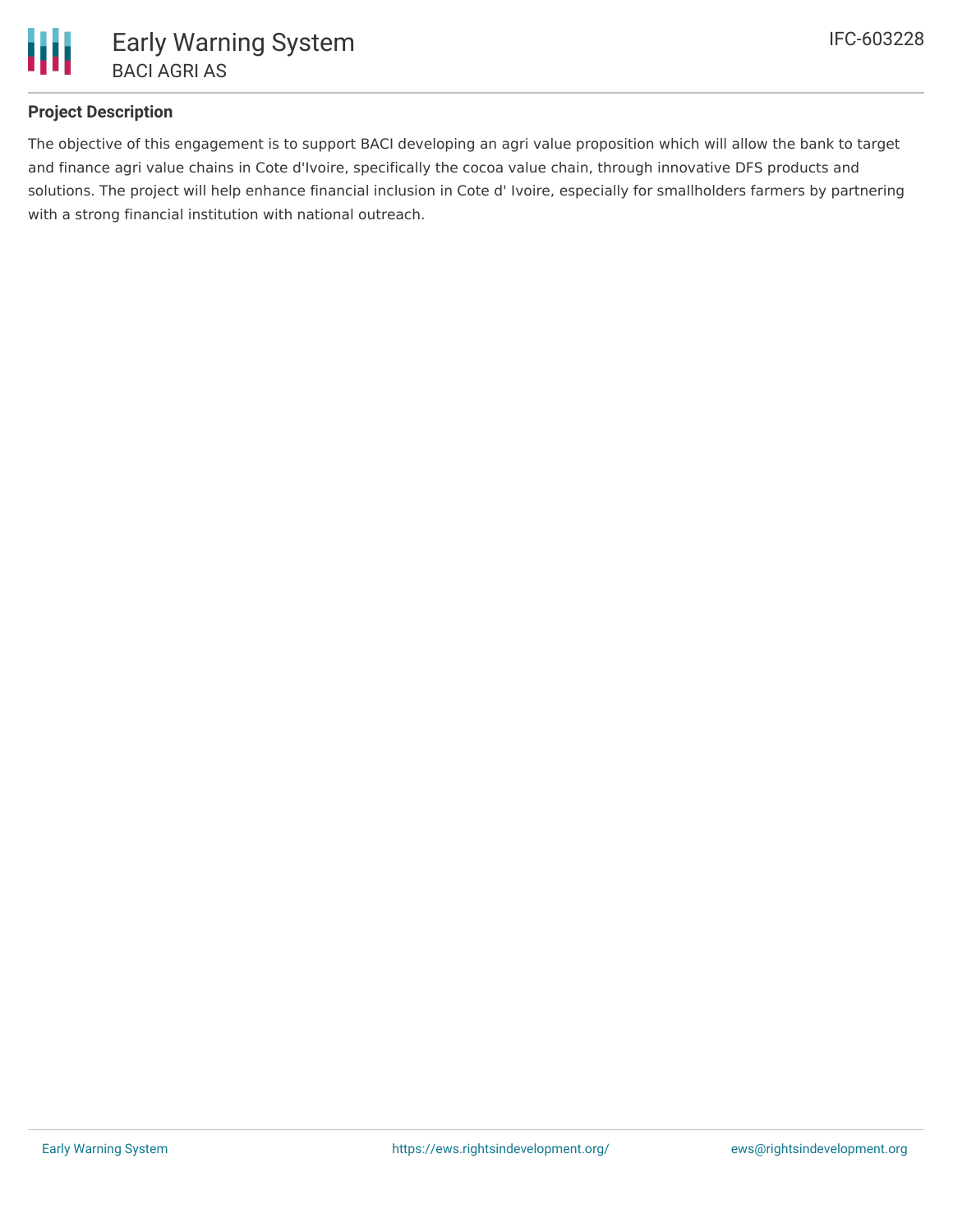## Project Description

The objective of this engagement is to support BACI developing an agri value proposition which will allow the bank to target and finance agri value chains in Cote d'Ivoire, specifically the cocoa value chain, through innovative DFS products and solutions. The project will help enhance financial inclusion in Cote d' Ivoire, especially for smallholders farmers by partnering with a strong financial institution with national outreach.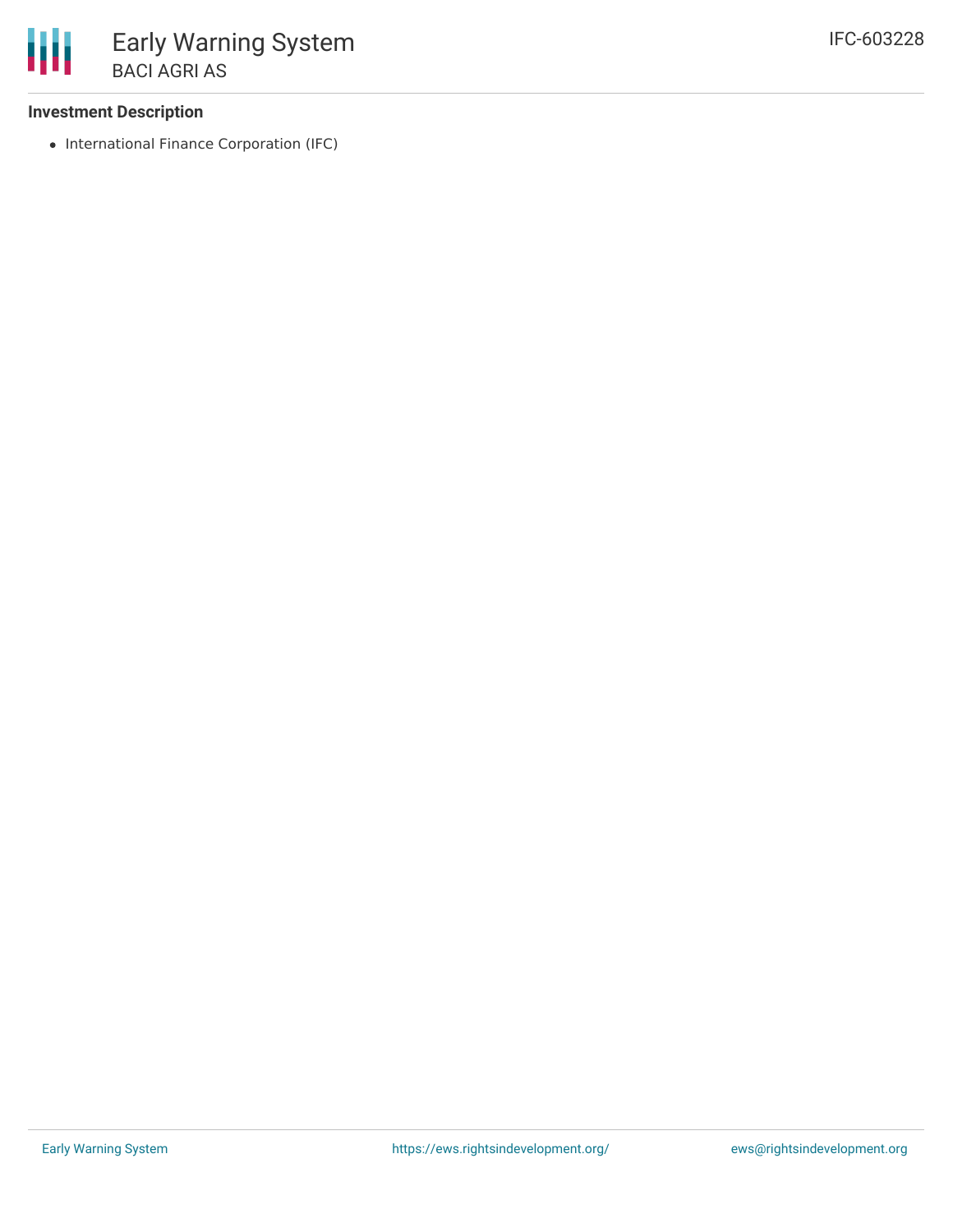### Investment Description

- International Finance Corporation (IFC)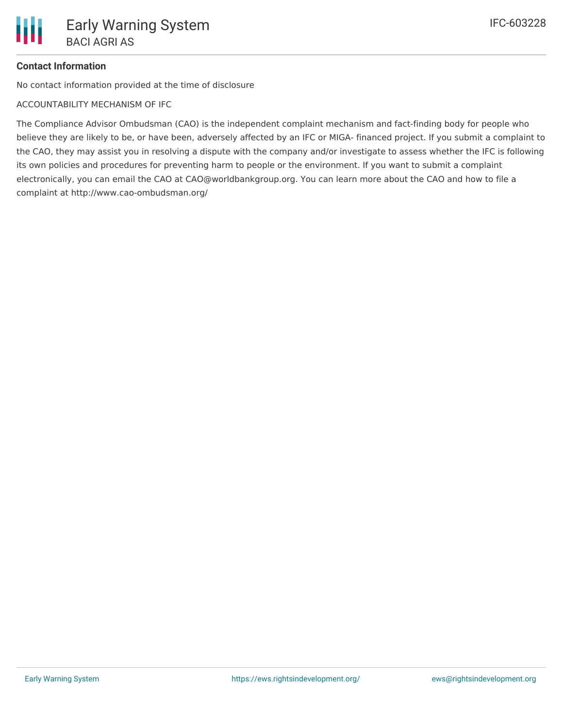**Contact Information**

No contact information provided at the time of disclosure

ACCOUNTABILITY MECHANISM OF IFC

The Compliance Advisor Ombudsman (CAO) is the independent complaint mechanism and fact-finding body for people who believe they are likely to be, or have been, adversely affected by an IFC or MIGA- financed project. If you submit a complaint to the CAO, they may assist you in resolving a dispute with the company and/or investigate to assess whether the IFC is following its own policies and procedures for preventing harm to people or the environment. If you want to submit a complaint electronically, you can email the CAO at CAO@worldbankgroup.org. You can learn more about the CAO and how to file a complaint at http://www.cao-ombudsman.org/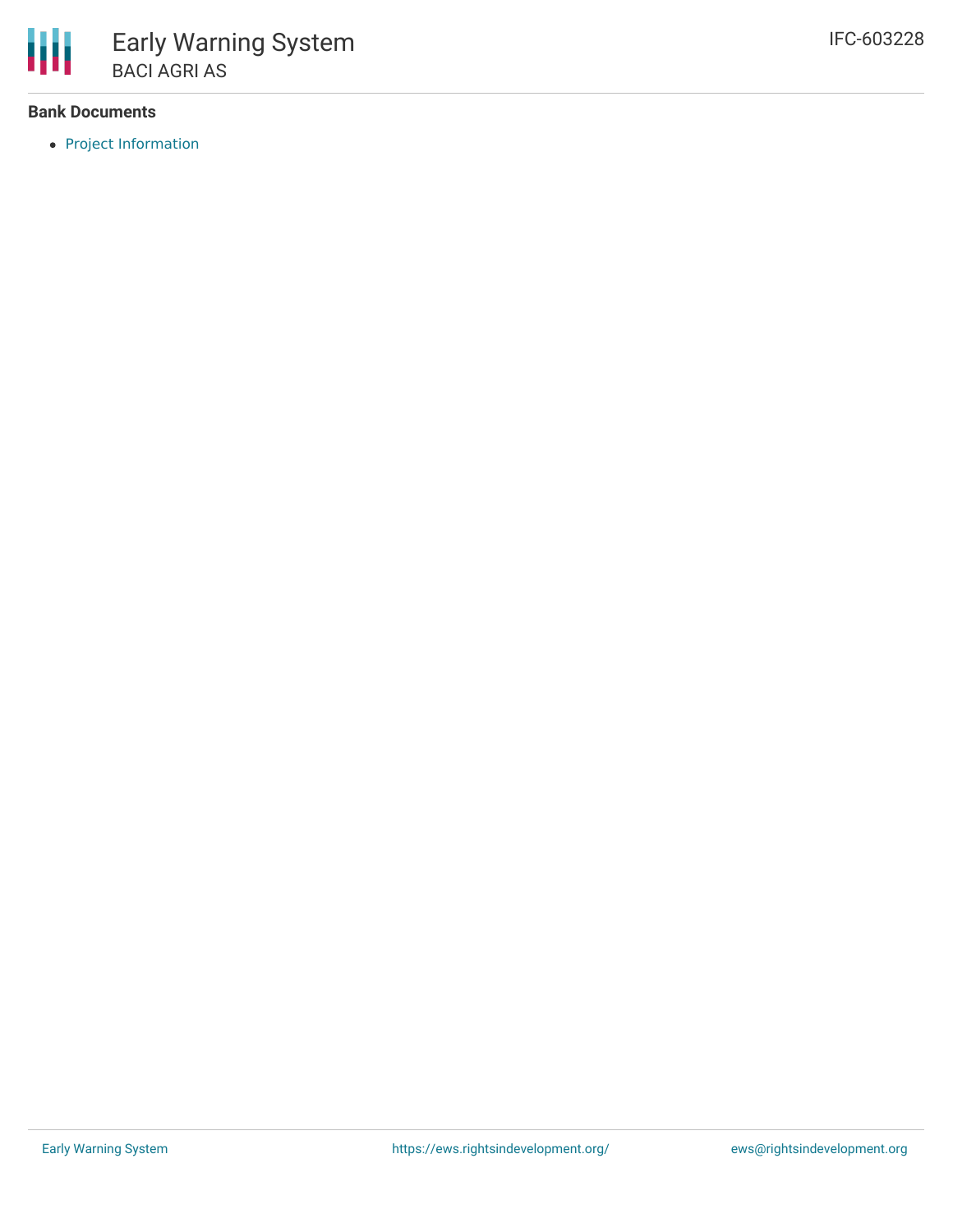**Bank Documents**

- Project Information